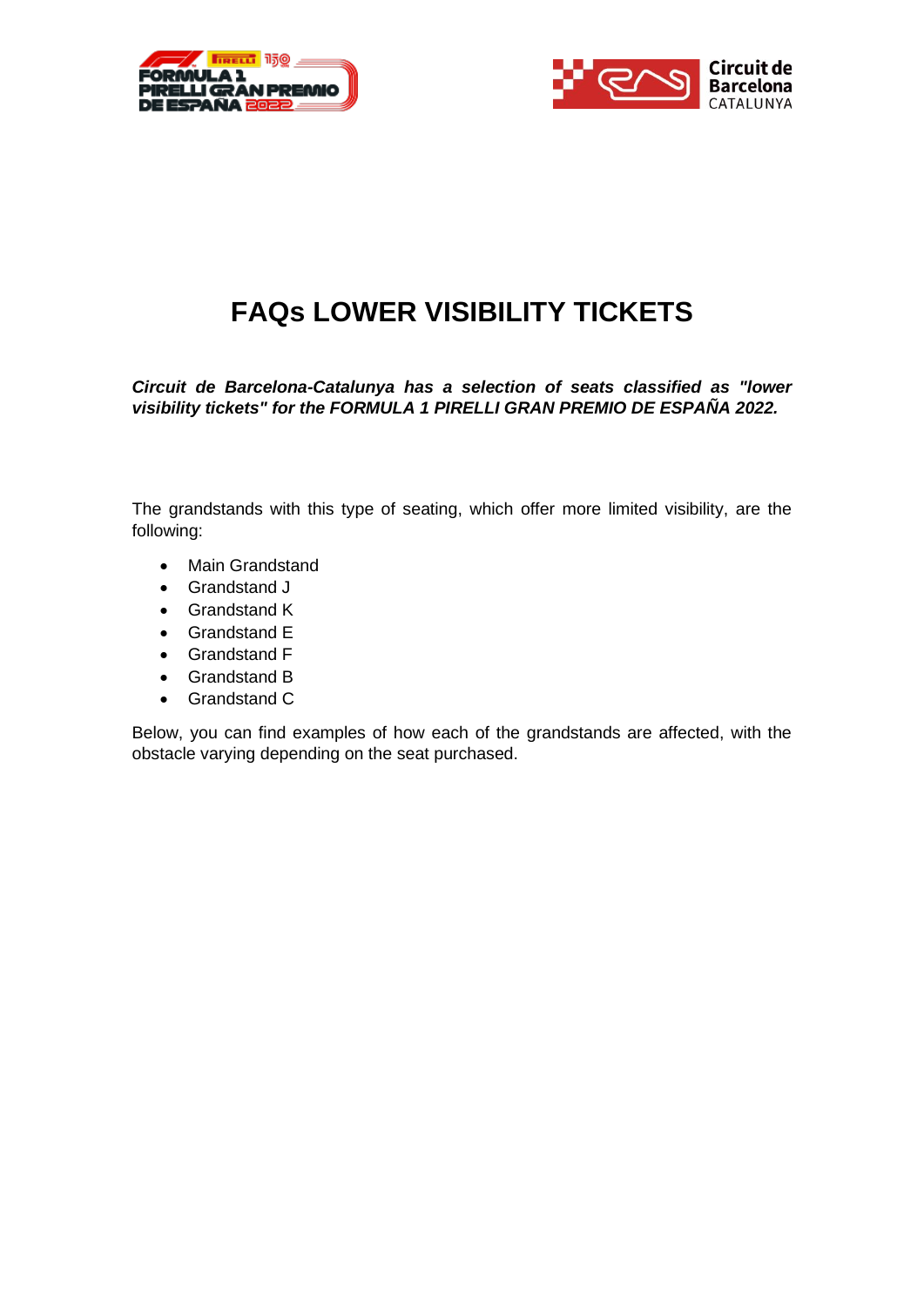# FAQs LOWER VISIBILITY TICKETS

***Circuit de Barcelona-Catalunya has a selection of seats classified as "lower visibility tickets" for the FORMULA 1 PIRELLI GRAN PREMIO DE ESPAÑA 2022.***

The grandstands with this type of seating, which offer more limited visibility, are the following:

- Main Grandstand
- Grandstand J
- Grandstand K
- Grandstand E
- Grandstand F
- Grandstand B
- Grandstand C

Below, you can find examples of how each of the grandstands are affected, with the obstacle varying depending on the seat purchased.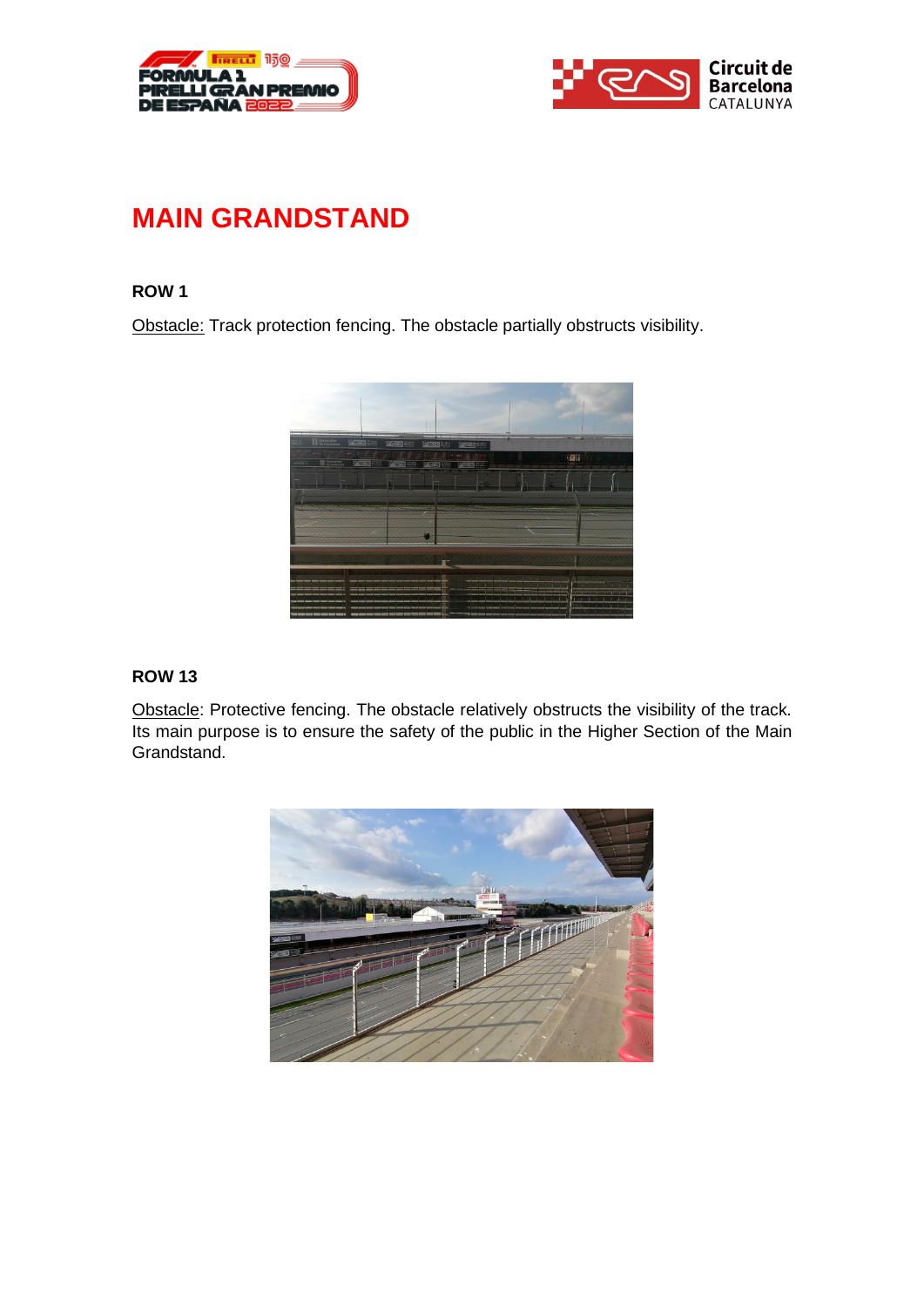# MAIN GRANDSTAND

**ROW 1**

Obstacle: Track protection fencing. The obstacle partially obstructs visibility.

**ROW 13**

Obstacle: Protective fencing. The obstacle relatively obstructs the visibility of the track. Its main purpose is to ensure the safety of the public in the Higher Section of the Main Grandstand.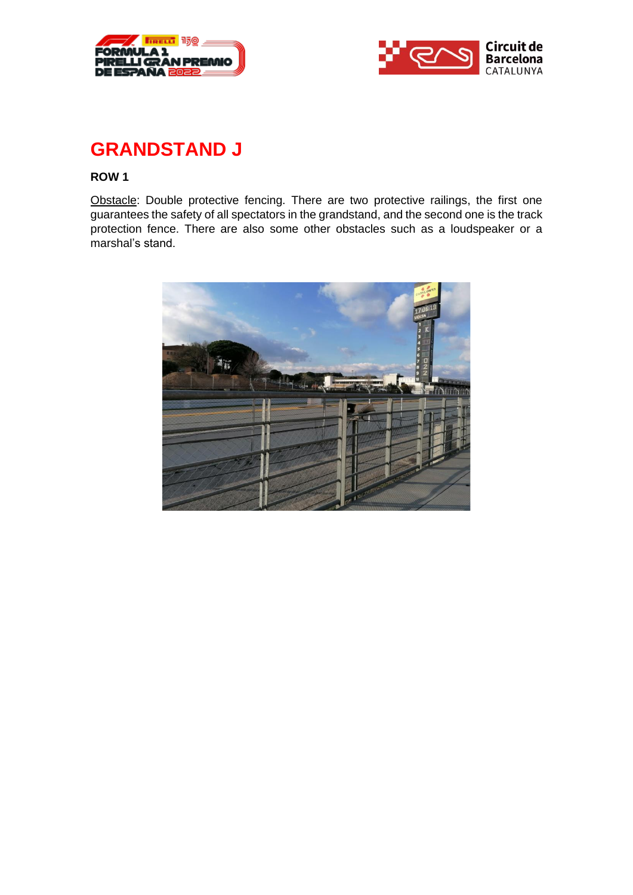# GRANDSTAND J

**ROW 1**

Obstacle: Double protective fencing. There are two protective railings, the first one guarantees the safety of all spectators in the grandstand, and the second one is the track protection fence. There are also some other obstacles such as a loudspeaker or a marshal's stand.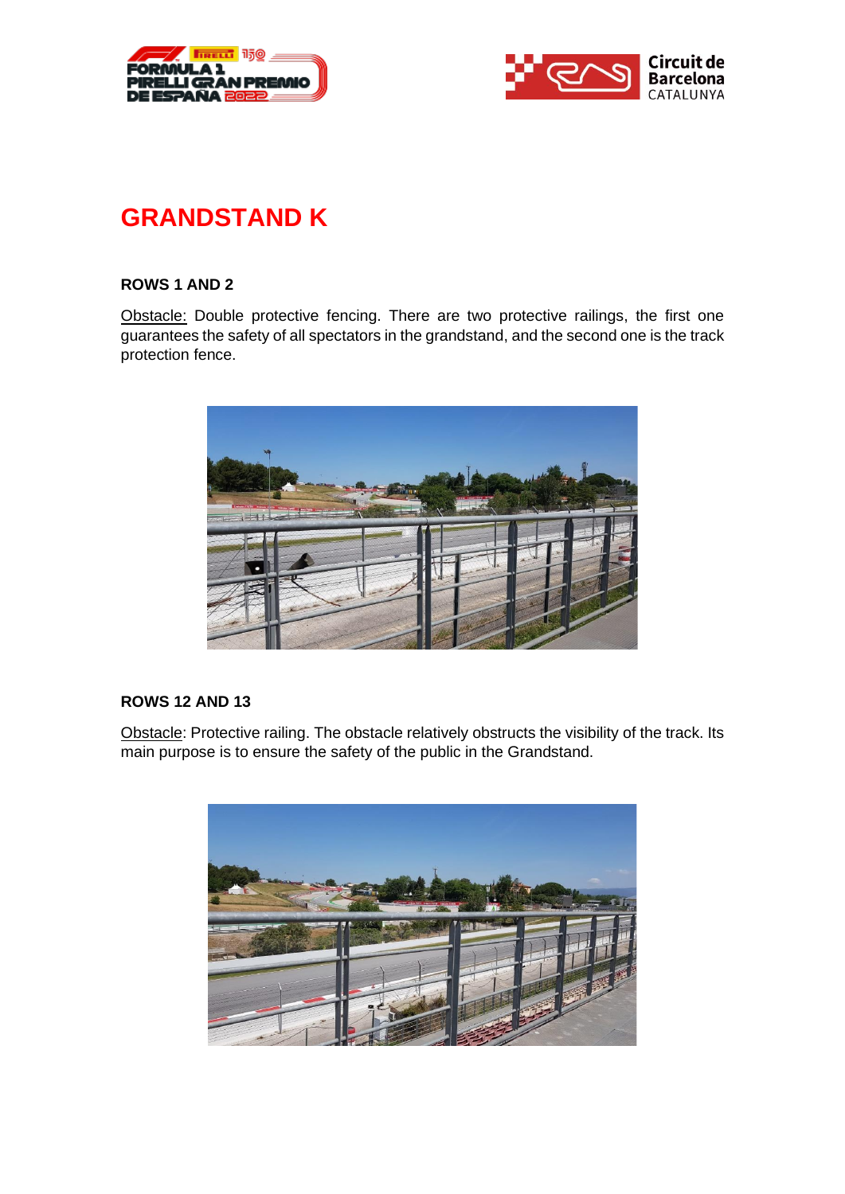# GRANDSTAND K

### ROWS 1 AND 2

Obstacle: Double protective fencing. There are two protective railings, the first one guarantees the safety of all spectators in the grandstand, and the second one is the track protection fence.

### ROWS 12 AND 13

Obstacle: Protective railing. The obstacle relatively obstructs the visibility of the track. Its main purpose is to ensure the safety of the public in the Grandstand.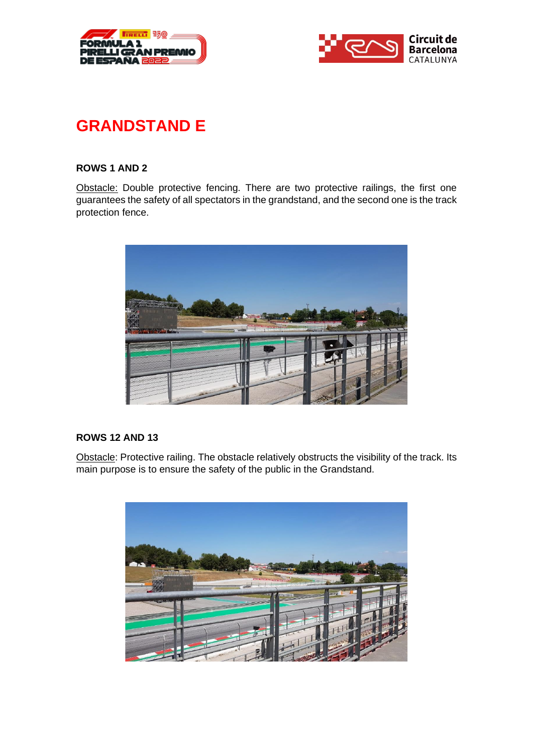# GRANDSTAND E

### ROWS 1 AND 2

Obstacle: Double protective fencing. There are two protective railings, the first one guarantees the safety of all spectators in the grandstand, and the second one is the track protection fence.

### ROWS 12 AND 13

Obstacle: Protective railing. The obstacle relatively obstructs the visibility of the track. Its main purpose is to ensure the safety of the public in the Grandstand.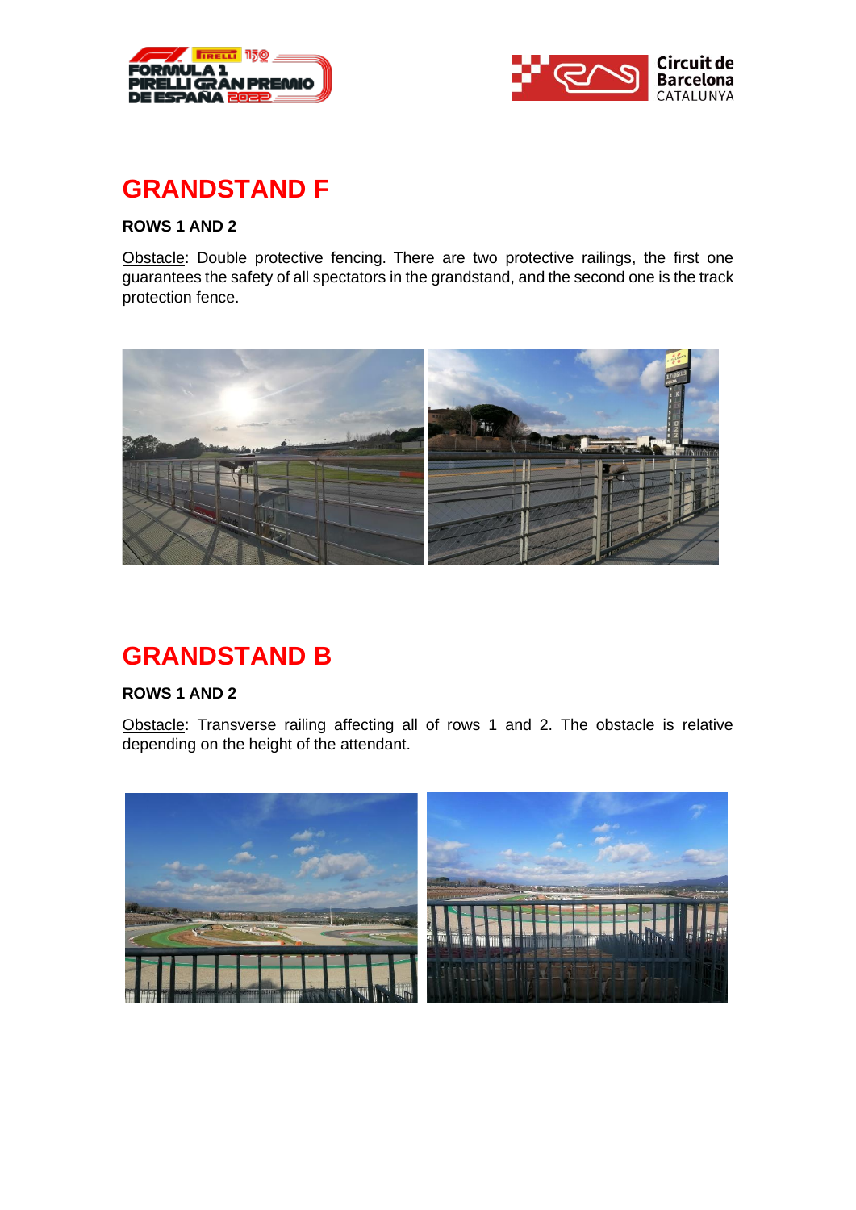## GRANDSTAND F

**ROWS 1 AND 2**

Obstacle: Double protective fencing. There are two protective railings, the first one guarantees the safety of all spectators in the grandstand, and the second one is the track protection fence.

## GRANDSTAND B

**ROWS 1 AND 2**

Obstacle: Transverse railing affecting all of rows 1 and 2. The obstacle is relative depending on the height of the attendant.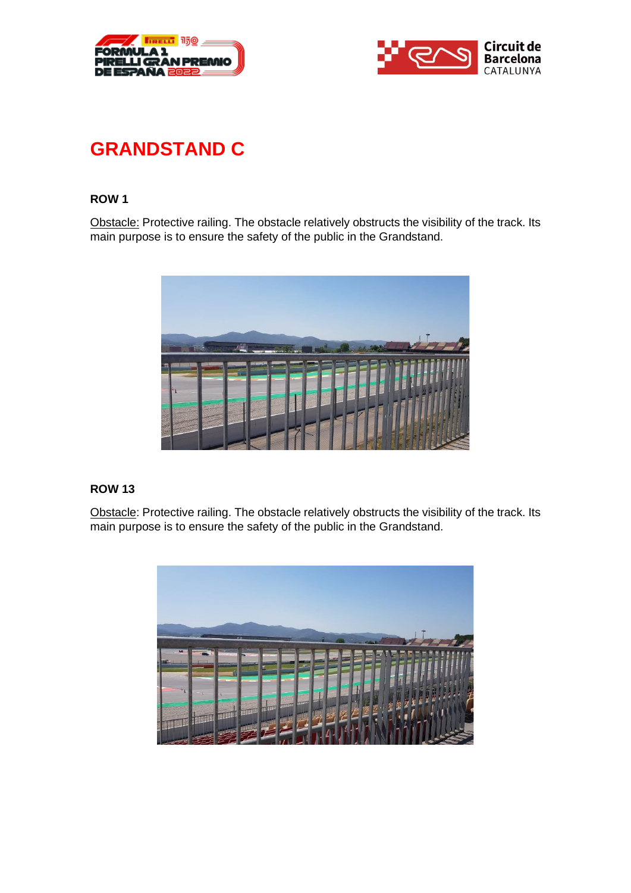# GRANDSTAND C

**ROW 1**

Obstacle: Protective railing. The obstacle relatively obstructs the visibility of the track. Its main purpose is to ensure the safety of the public in the Grandstand.

**ROW 13**

Obstacle: Protective railing. The obstacle relatively obstructs the visibility of the track. Its main purpose is to ensure the safety of the public in the Grandstand.